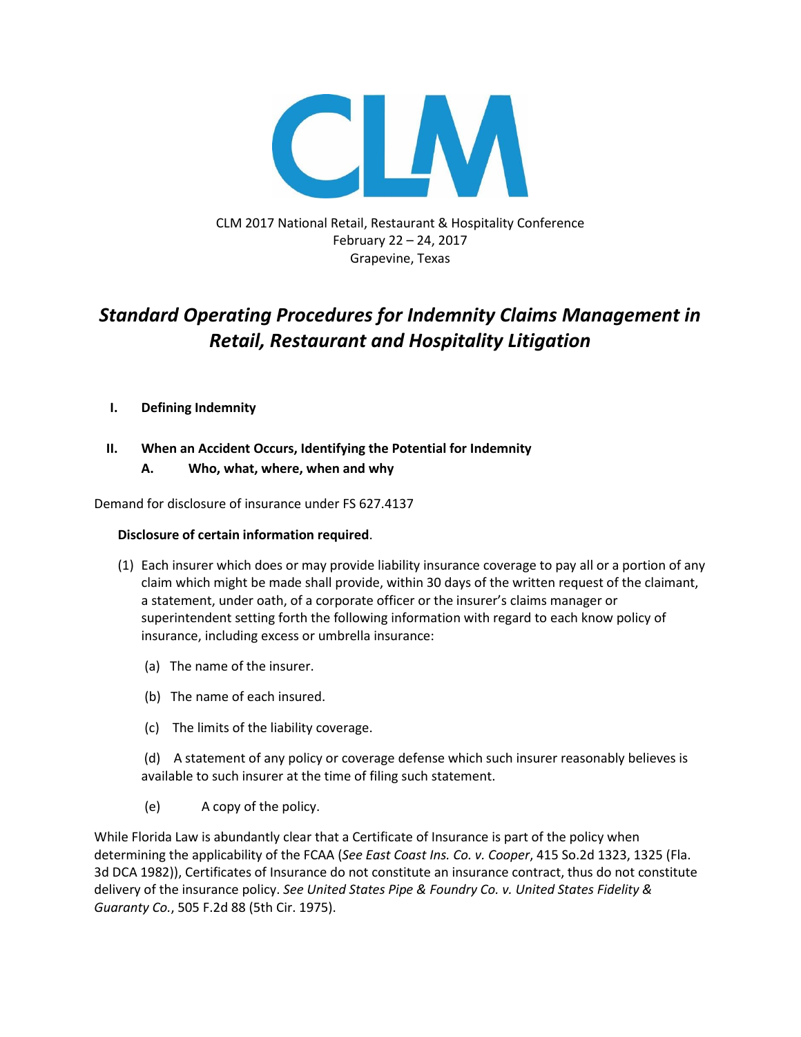CLM 2017 National Retail, Restaurant & Hospitality Conference
February 22 – 24, 2017
Grapevine, Texas

# *Standard Operating Procedures for Indemnity Claims Management in Retail, Restaurant and Hospitality Litigation*

## I. Defining Indemnity

## II. When an Accident Occurs, Identifying the Potential for Indemnity

### A. Who, what, where, when and why

Demand for disclosure of insurance under FS 627.4137

**Disclosure of certain information required**.

(1) Each insurer which does or may provide liability insurance coverage to pay all or a portion of any claim which might be made shall provide, within 30 days of the written request of the claimant, a statement, under oath, of a corporate officer or the insurer's claims manager or superintendent setting forth the following information with regard to each know policy of insurance, including excess or umbrella insurance:

(a) The name of the insurer.

(b) The name of each insured.

(c) The limits of the liability coverage.

(d) A statement of any policy or coverage defense which such insurer reasonably believes is available to such insurer at the time of filing such statement.

(e) A copy of the policy.

While Florida Law is abundantly clear that a Certificate of Insurance is part of the policy when determining the applicability of the FCAA (*See East Coast Ins. Co. v. Cooper*, 415 So.2d 1323, 1325 (Fla. 3d DCA 1982)), Certificates of Insurance do not constitute an insurance contract, thus do not constitute delivery of the insurance policy. *See United States Pipe & Foundry Co. v. United States Fidelity & Guaranty Co.*, 505 F.2d 88 (5th Cir. 1975).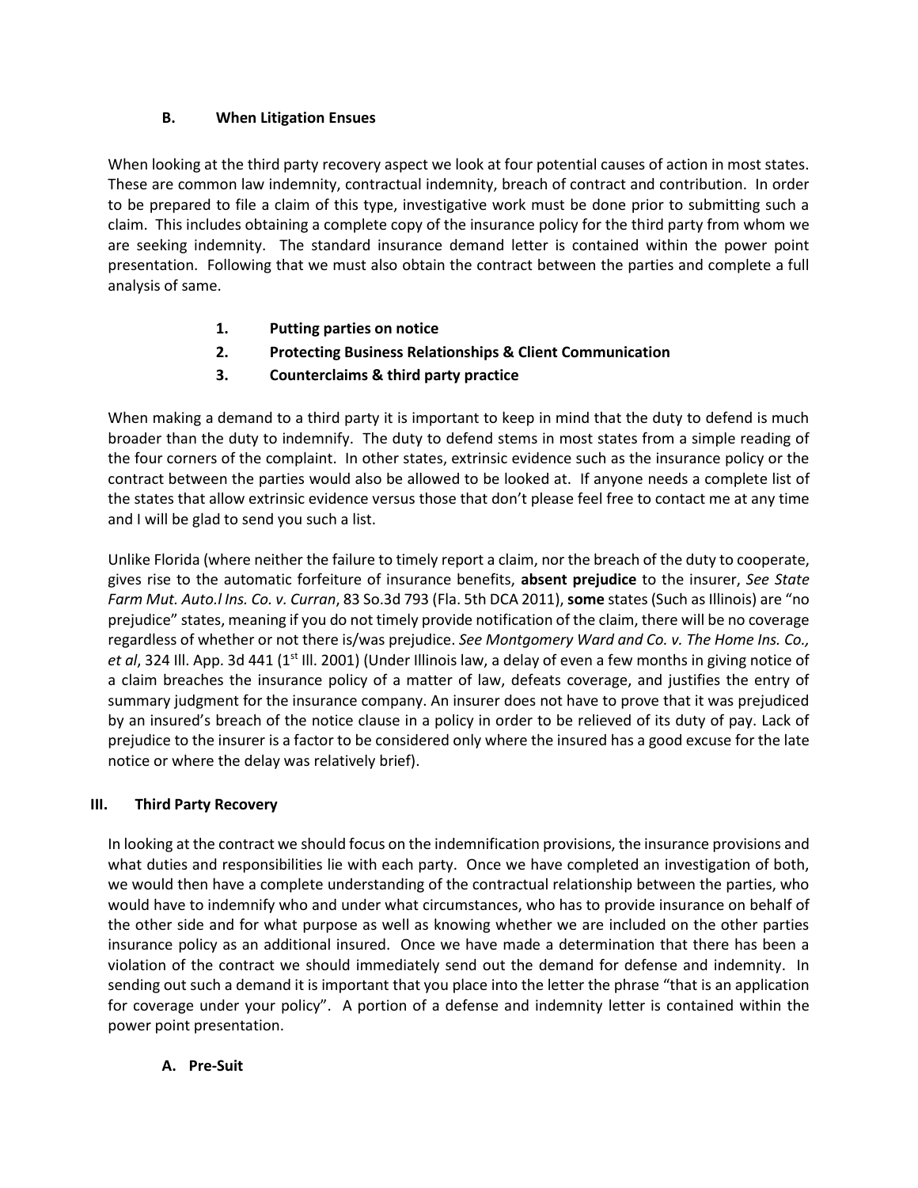### B. When Litigation Ensues

When looking at the third party recovery aspect we look at four potential causes of action in most states. These are common law indemnity, contractual indemnity, breach of contract and contribution. In order to be prepared to file a claim of this type, investigative work must be done prior to submitting such a claim. This includes obtaining a complete copy of the insurance policy for the third party from whom we are seeking indemnity. The standard insurance demand letter is contained within the power point presentation. Following that we must also obtain the contract between the parties and complete a full analysis of same.

1. **Putting parties on notice**
2. **Protecting Business Relationships & Client Communication**
3. **Counterclaims & third party practice**

When making a demand to a third party it is important to keep in mind that the duty to defend is much broader than the duty to indemnify. The duty to defend stems in most states from a simple reading of the four corners of the complaint. In other states, extrinsic evidence such as the insurance policy or the contract between the parties would also be allowed to be looked at. If anyone needs a complete list of the states that allow extrinsic evidence versus those that don't please feel free to contact me at any time and I will be glad to send you such a list.

Unlike Florida (where neither the failure to timely report a claim, nor the breach of the duty to cooperate, gives rise to the automatic forfeiture of insurance benefits, **absent prejudice** to the insurer, *See State Farm Mut. Auto.l Ins. Co. v. Curran*, 83 So.3d 793 (Fla. 5th DCA 2011), **some** states (Such as Illinois) are "no prejudice" states, meaning if you do not timely provide notification of the claim, there will be no coverage regardless of whether or not there is/was prejudice. *See Montgomery Ward and Co. v. The Home Ins. Co., et al*, 324 Ill. App. 3d 441 (1st Ill. 2001) (Under Illinois law, a delay of even a few months in giving notice of a claim breaches the insurance policy of a matter of law, defeats coverage, and justifies the entry of summary judgment for the insurance company. An insurer does not have to prove that it was prejudiced by an insured's breach of the notice clause in a policy in order to be relieved of its duty of pay. Lack of prejudice to the insurer is a factor to be considered only where the insured has a good excuse for the late notice or where the delay was relatively brief).

## III. Third Party Recovery

In looking at the contract we should focus on the indemnification provisions, the insurance provisions and what duties and responsibilities lie with each party. Once we have completed an investigation of both, we would then have a complete understanding of the contractual relationship between the parties, who would have to indemnify who and under what circumstances, who has to provide insurance on behalf of the other side and for what purpose as well as knowing whether we are included on the other parties insurance policy as an additional insured. Once we have made a determination that there has been a violation of the contract we should immediately send out the demand for defense and indemnity. In sending out such a demand it is important that you place into the letter the phrase "that is an application for coverage under your policy". A portion of a defense and indemnity letter is contained within the power point presentation.

### A. Pre-Suit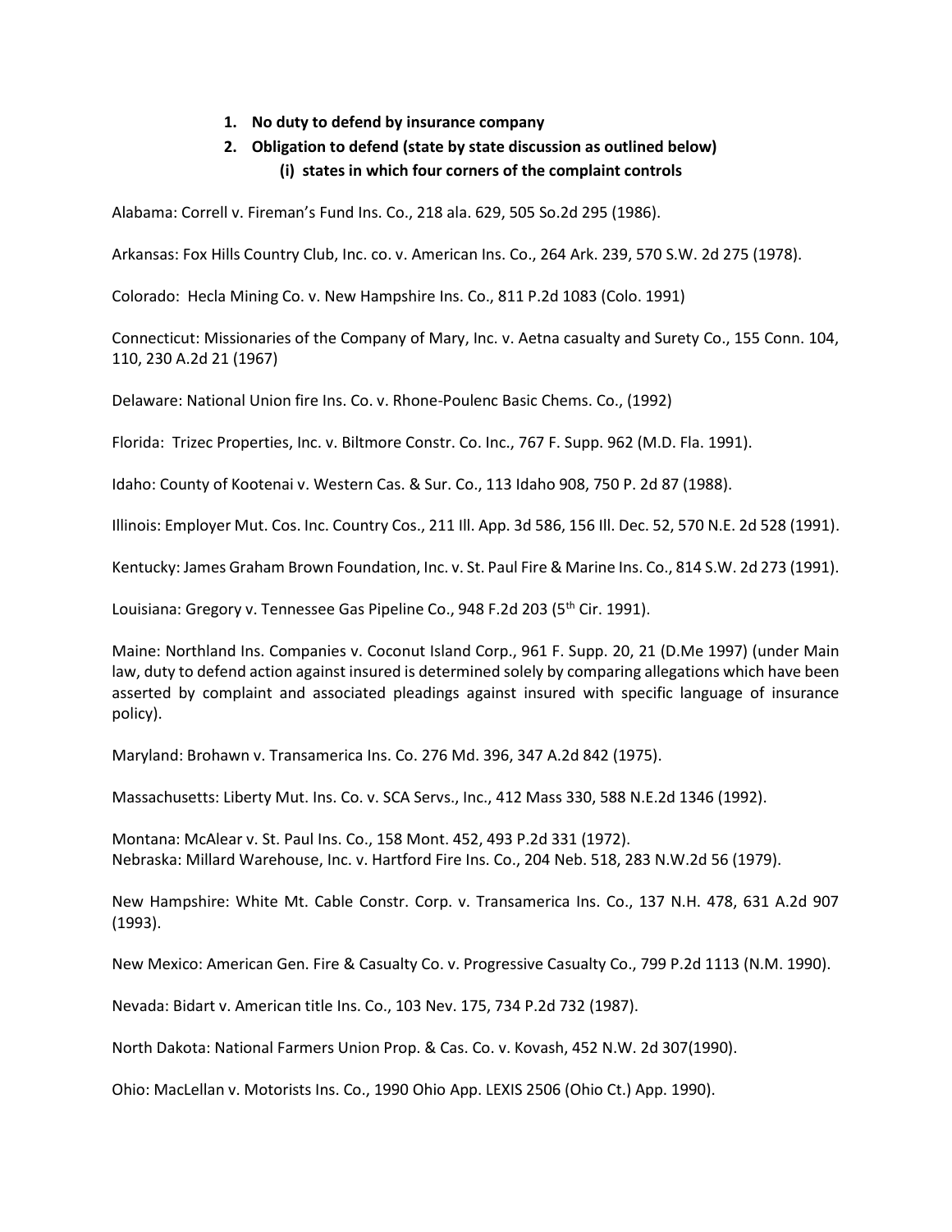1. **No duty to defend by insurance company**
2. **Obligation to defend (state by state discussion as outlined below)**
   **(i) states in which four corners of the complaint controls**

Alabama: Correll v. Fireman's Fund Ins. Co., 218 ala. 629, 505 So.2d 295 (1986).

Arkansas: Fox Hills Country Club, Inc. co. v. American Ins. Co., 264 Ark. 239, 570 S.W. 2d 275 (1978).

Colorado: Hecla Mining Co. v. New Hampshire Ins. Co., 811 P.2d 1083 (Colo. 1991)

Connecticut: Missionaries of the Company of Mary, Inc. v. Aetna casualty and Surety Co., 155 Conn. 104, 110, 230 A.2d 21 (1967)

Delaware: National Union fire Ins. Co. v. Rhone-Poulenc Basic Chems. Co., (1992)

Florida: Trizec Properties, Inc. v. Biltmore Constr. Co. Inc., 767 F. Supp. 962 (M.D. Fla. 1991).

Idaho: County of Kootenai v. Western Cas. & Sur. Co., 113 Idaho 908, 750 P. 2d 87 (1988).

Illinois: Employer Mut. Cos. Inc. Country Cos., 211 Ill. App. 3d 586, 156 Ill. Dec. 52, 570 N.E. 2d 528 (1991).

Kentucky: James Graham Brown Foundation, Inc. v. St. Paul Fire & Marine Ins. Co., 814 S.W. 2d 273 (1991).

Louisiana: Gregory v. Tennessee Gas Pipeline Co., 948 F.2d 203 (5th Cir. 1991).

Maine: Northland Ins. Companies v. Coconut Island Corp., 961 F. Supp. 20, 21 (D.Me 1997) (under Main law, duty to defend action against insured is determined solely by comparing allegations which have been asserted by complaint and associated pleadings against insured with specific language of insurance policy).

Maryland: Brohawn v. Transamerica Ins. Co. 276 Md. 396, 347 A.2d 842 (1975).

Massachusetts: Liberty Mut. Ins. Co. v. SCA Servs., Inc., 412 Mass 330, 588 N.E.2d 1346 (1992).

Montana: McAlear v. St. Paul Ins. Co., 158 Mont. 452, 493 P.2d 331 (1972).
Nebraska: Millard Warehouse, Inc. v. Hartford Fire Ins. Co., 204 Neb. 518, 283 N.W.2d 56 (1979).

New Hampshire: White Mt. Cable Constr. Corp. v. Transamerica Ins. Co., 137 N.H. 478, 631 A.2d 907 (1993).

New Mexico: American Gen. Fire & Casualty Co. v. Progressive Casualty Co., 799 P.2d 1113 (N.M. 1990).

Nevada: Bidart v. American title Ins. Co., 103 Nev. 175, 734 P.2d 732 (1987).

North Dakota: National Farmers Union Prop. & Cas. Co. v. Kovash, 452 N.W. 2d 307(1990).

Ohio: MacLellan v. Motorists Ins. Co., 1990 Ohio App. LEXIS 2506 (Ohio Ct.) App. 1990).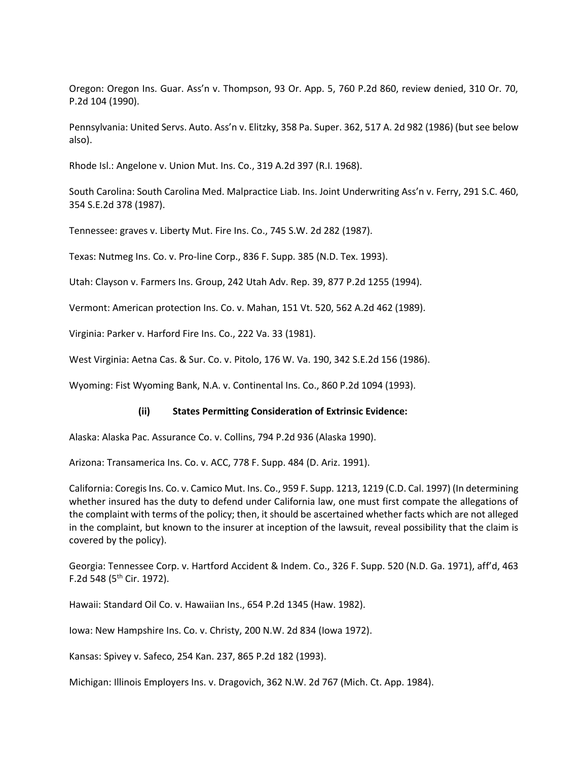Oregon: Oregon Ins. Guar. Ass'n v. Thompson, 93 Or. App. 5, 760 P.2d 860, review denied, 310 Or. 70, P.2d 104 (1990).

Pennsylvania: United Servs. Auto. Ass'n v. Elitzky, 358 Pa. Super. 362, 517 A. 2d 982 (1986) (but see below also).

Rhode Isl.: Angelone v. Union Mut. Ins. Co., 319 A.2d 397 (R.I. 1968).

South Carolina: South Carolina Med. Malpractice Liab. Ins. Joint Underwriting Ass'n v. Ferry, 291 S.C. 460, 354 S.E.2d 378 (1987).

Tennessee: graves v. Liberty Mut. Fire Ins. Co., 745 S.W. 2d 282 (1987).

Texas: Nutmeg Ins. Co. v. Pro-line Corp., 836 F. Supp. 385 (N.D. Tex. 1993).

Utah: Clayson v. Farmers Ins. Group, 242 Utah Adv. Rep. 39, 877 P.2d 1255 (1994).

Vermont: American protection Ins. Co. v. Mahan, 151 Vt. 520, 562 A.2d 462 (1989).

Virginia: Parker v. Harford Fire Ins. Co., 222 Va. 33 (1981).

West Virginia: Aetna Cas. & Sur. Co. v. Pitolo, 176 W. Va. 190, 342 S.E.2d 156 (1986).

Wyoming: Fist Wyoming Bank, N.A. v. Continental Ins. Co., 860 P.2d 1094 (1993).

**(ii) States Permitting Consideration of Extrinsic Evidence:**

Alaska: Alaska Pac. Assurance Co. v. Collins, 794 P.2d 936 (Alaska 1990).

Arizona: Transamerica Ins. Co. v. ACC, 778 F. Supp. 484 (D. Ariz. 1991).

California: Coregis Ins. Co. v. Camico Mut. Ins. Co., 959 F. Supp. 1213, 1219 (C.D. Cal. 1997) (In determining whether insured has the duty to defend under California law, one must first compate the allegations of the complaint with terms of the policy; then, it should be ascertained whether facts which are not alleged in the complaint, but known to the insurer at inception of the lawsuit, reveal possibility that the claim is covered by the policy).

Georgia: Tennessee Corp. v. Hartford Accident & Indem. Co., 326 F. Supp. 520 (N.D. Ga. 1971), aff'd, 463 F.2d 548 (5th Cir. 1972).

Hawaii: Standard Oil Co. v. Hawaiian Ins., 654 P.2d 1345 (Haw. 1982).

Iowa: New Hampshire Ins. Co. v. Christy, 200 N.W. 2d 834 (Iowa 1972).

Kansas: Spivey v. Safeco, 254 Kan. 237, 865 P.2d 182 (1993).

Michigan: Illinois Employers Ins. v. Dragovich, 362 N.W. 2d 767 (Mich. Ct. App. 1984).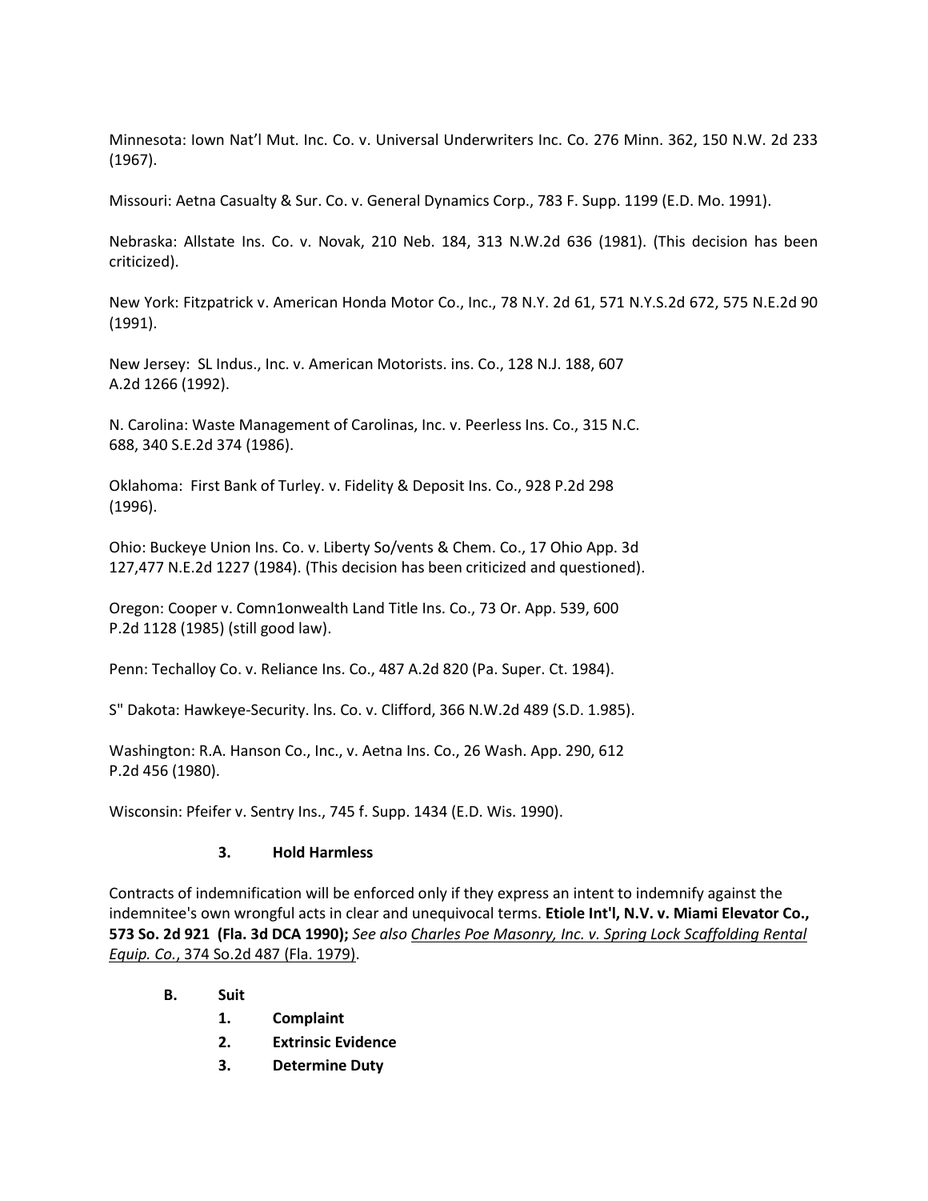Minnesota: Iown Nat'l Mut. Inc. Co. v. Universal Underwriters Inc. Co. 276 Minn. 362, 150 N.W. 2d 233 (1967).

Missouri: Aetna Casualty & Sur. Co. v. General Dynamics Corp., 783 F. Supp. 1199 (E.D. Mo. 1991).

Nebraska: Allstate Ins. Co. v. Novak, 210 Neb. 184, 313 N.W.2d 636 (1981). (This decision has been criticized).

New York: Fitzpatrick v. American Honda Motor Co., Inc., 78 N.Y. 2d 61, 571 N.Y.S.2d 672, 575 N.E.2d 90 (1991).

New Jersey: SL Indus., Inc. v. American Motorists. ins. Co., 128 N.J. 188, 607 A.2d 1266 (1992).

N. Carolina: Waste Management of Carolinas, Inc. v. Peerless Ins. Co., 315 N.C. 688, 340 S.E.2d 374 (1986).

Oklahoma: First Bank of Turley. v. Fidelity & Deposit Ins. Co., 928 P.2d 298 (1996).

Ohio: Buckeye Union Ins. Co. v. Liberty So/vents & Chem. Co., 17 Ohio App. 3d 127,477 N.E.2d 1227 (1984). (This decision has been criticized and questioned).

Oregon: Cooper v. Comn1onwealth Land Title Ins. Co., 73 Or. App. 539, 600 P.2d 1128 (1985) (still good law).

Penn: Techalloy Co. v. Reliance Ins. Co., 487 A.2d 820 (Pa. Super. Ct. 1984).

S" Dakota: Hawkeye-Security. lns. Co. v. Clifford, 366 N.W.2d 489 (S.D. 1.985).

Washington: R.A. Hanson Co., Inc., v. Aetna Ins. Co., 26 Wash. App. 290, 612 P.2d 456 (1980).

Wisconsin: Pfeifer v. Sentry Ins., 745 f. Supp. 1434 (E.D. Wis. 1990).

### 3. Hold Harmless

Contracts of indemnification will be enforced only if they express an intent to indemnify against the indemnitee's own wrongful acts in clear and unequivocal terms. **Etiole Int'l, N.V. v. Miami Elevator Co., 573 So. 2d 921 (Fla. 3d DCA 1990);** *See also* *Charles Poe Masonry, Inc. v. Spring Lock Scaffolding Rental Equip. Co.*, 374 So.2d 487 (Fla. 1979).

**B. Suit**

1. **Complaint**
2. **Extrinsic Evidence**
3. **Determine Duty**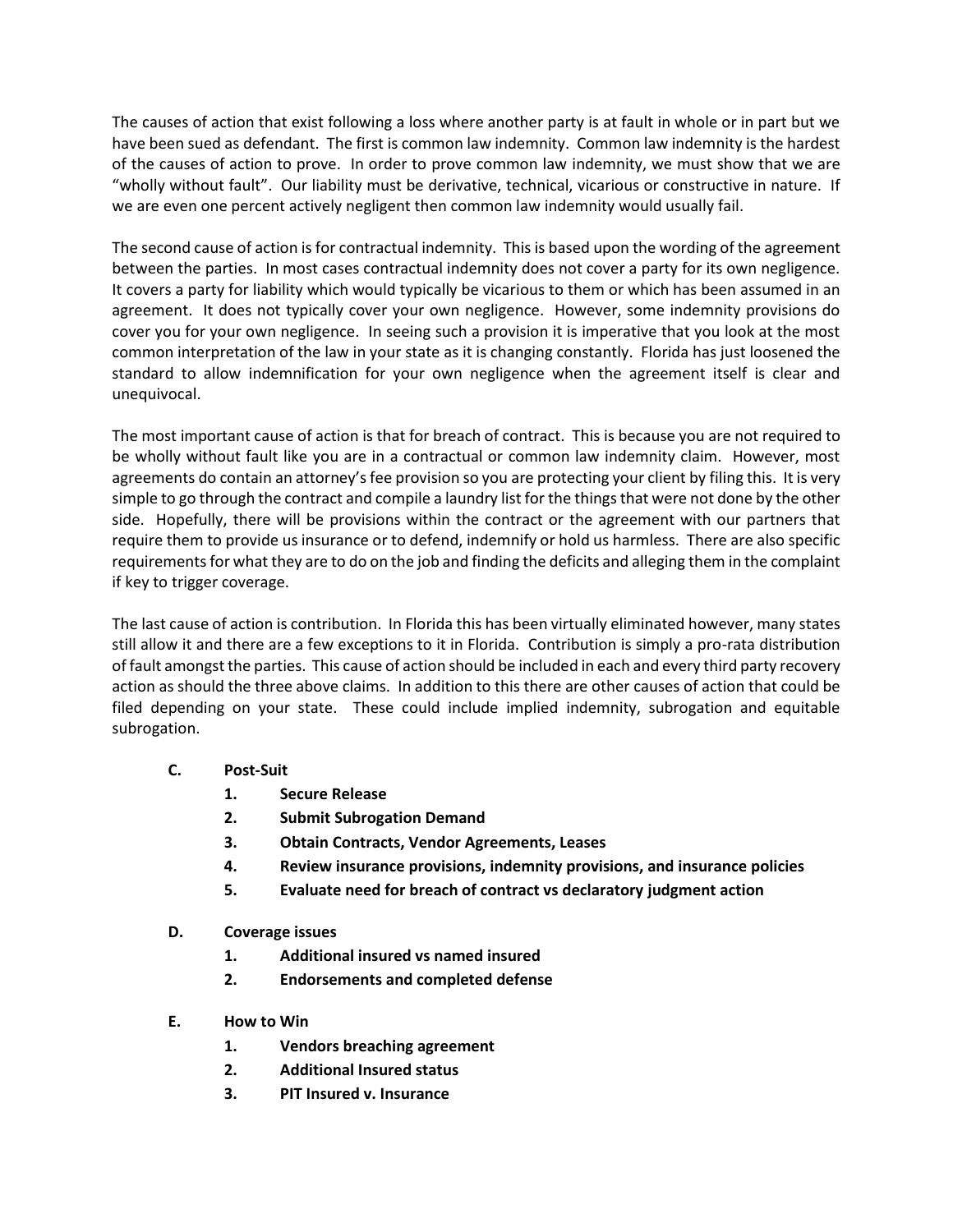The causes of action that exist following a loss where another party is at fault in whole or in part but we have been sued as defendant. The first is common law indemnity. Common law indemnity is the hardest of the causes of action to prove. In order to prove common law indemnity, we must show that we are "wholly without fault". Our liability must be derivative, technical, vicarious or constructive in nature. If we are even one percent actively negligent then common law indemnity would usually fail.

The second cause of action is for contractual indemnity. This is based upon the wording of the agreement between the parties. In most cases contractual indemnity does not cover a party for its own negligence. It covers a party for liability which would typically be vicarious to them or which has been assumed in an agreement. It does not typically cover your own negligence. However, some indemnity provisions do cover you for your own negligence. In seeing such a provision it is imperative that you look at the most common interpretation of the law in your state as it is changing constantly. Florida has just loosened the standard to allow indemnification for your own negligence when the agreement itself is clear and unequivocal.

The most important cause of action is that for breach of contract. This is because you are not required to be wholly without fault like you are in a contractual or common law indemnity claim. However, most agreements do contain an attorney's fee provision so you are protecting your client by filing this. It is very simple to go through the contract and compile a laundry list for the things that were not done by the other side. Hopefully, there will be provisions within the contract or the agreement with our partners that require them to provide us insurance or to defend, indemnify or hold us harmless. There are also specific requirements for what they are to do on the job and finding the deficits and alleging them in the complaint if key to trigger coverage.

The last cause of action is contribution. In Florida this has been virtually eliminated however, many states still allow it and there are a few exceptions to it in Florida. Contribution is simply a pro-rata distribution of fault amongst the parties. This cause of action should be included in each and every third party recovery action as should the three above claims. In addition to this there are other causes of action that could be filed depending on your state. These could include implied indemnity, subrogation and equitable subrogation.

**C. Post-Suit**

1. **Secure Release**
2. **Submit Subrogation Demand**
3. **Obtain Contracts, Vendor Agreements, Leases**
4. **Review insurance provisions, indemnity provisions, and insurance policies**
5. **Evaluate need for breach of contract vs declaratory judgment action**

**D. Coverage issues**

1. **Additional insured vs named insured**
2. **Endorsements and completed defense**

**E. How to Win**

1. **Vendors breaching agreement**
2. **Additional Insured status**
3. **PIT Insured v. Insurance**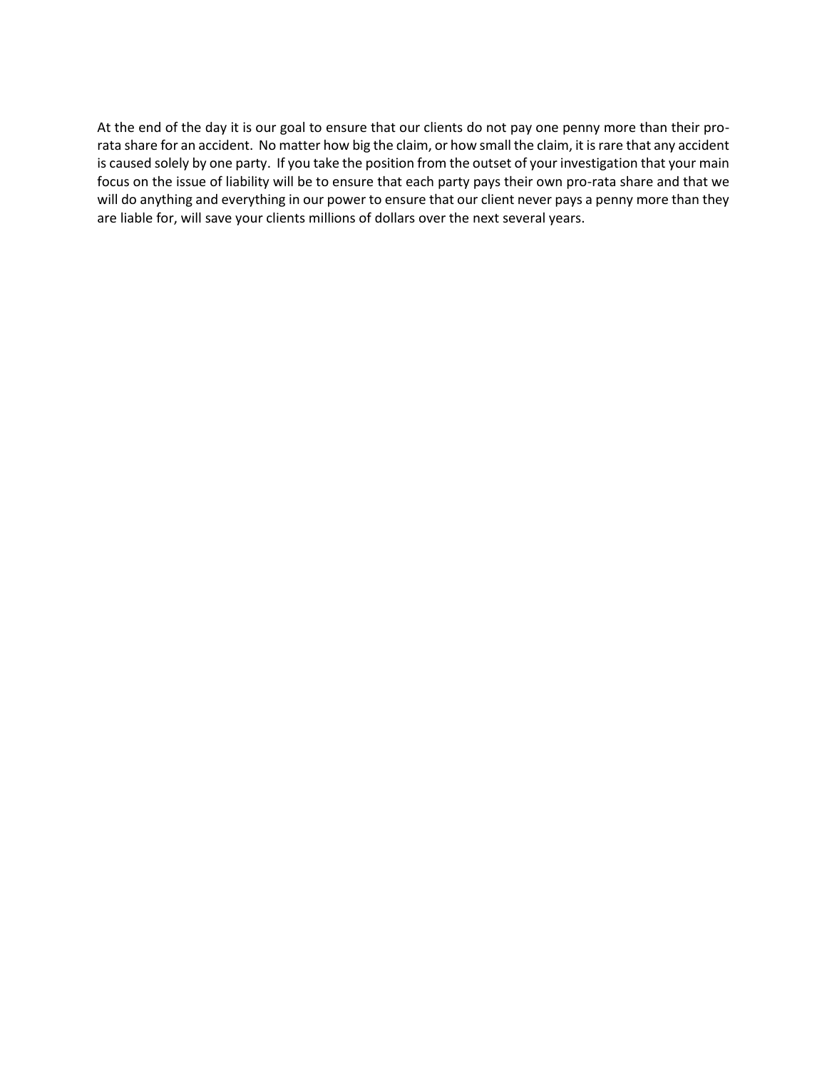At the end of the day it is our goal to ensure that our clients do not pay one penny more than their pro-rata share for an accident. No matter how big the claim, or how small the claim, it is rare that any accident is caused solely by one party. If you take the position from the outset of your investigation that your main focus on the issue of liability will be to ensure that each party pays their own pro-rata share and that we will do anything and everything in our power to ensure that our client never pays a penny more than they are liable for, will save your clients millions of dollars over the next several years.